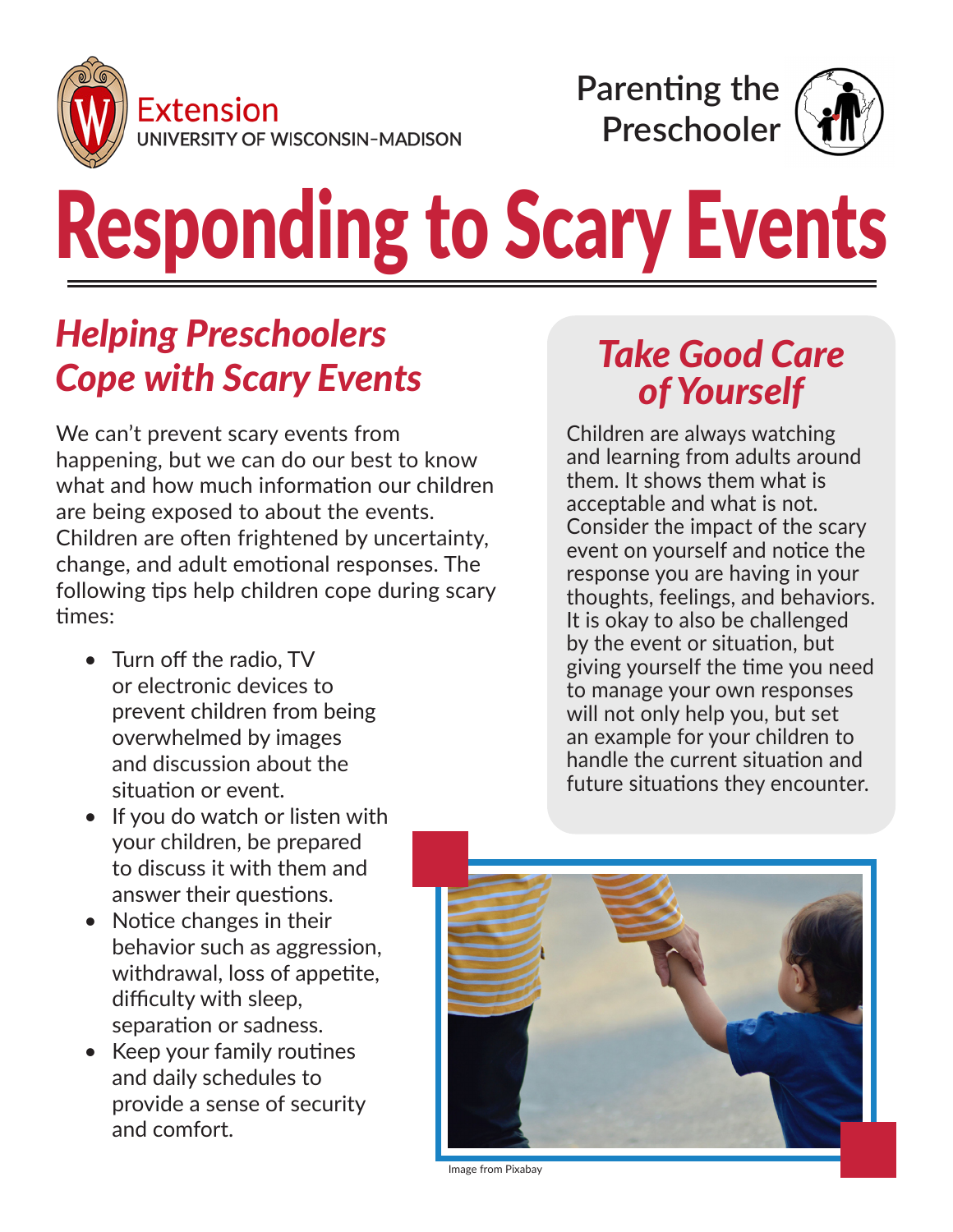Extension
UNIVERSITY OF WISCONSIN-MADISON

Parenting the Preschooler

# Responding to Scary Events

## *Helping Preschoolers Cope with Scary Events*

We can't prevent scary events from happening, but we can do our best to know what and how much information our children are being exposed to about the events. Children are often frightened by uncertainty, change, and adult emotional responses. The following tips help children cope during scary times:

- Turn off the radio, TV or electronic devices to prevent children from being overwhelmed by images and discussion about the situation or event.
- If you do watch or listen with your children, be prepared to discuss it with them and answer their questions.
- Notice changes in their behavior such as aggression, withdrawal, loss of appetite, difficulty with sleep, separation or sadness.
- Keep your family routines and daily schedules to provide a sense of security and comfort.

## *Take Good Care of Yourself*

Children are always watching and learning from adults around them. It shows them what is acceptable and what is not. Consider the impact of the scary event on yourself and notice the response you are having in your thoughts, feelings, and behaviors. It is okay to also be challenged by the event or situation, but giving yourself the time you need to manage your own responses will not only help you, but set an example for your children to handle the current situation and future situations they encounter.

Image from Pixabay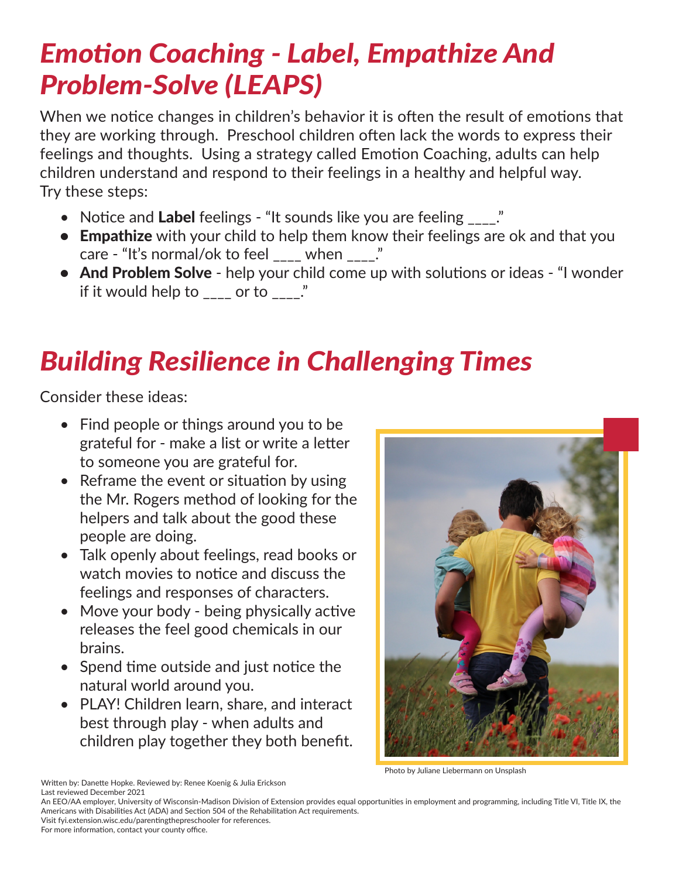# *Emotion Coaching - Label, Empathize And Problem-Solve (LEAPS)*

When we notice changes in children's behavior it is often the result of emotions that they are working through. Preschool children often lack the words to express their feelings and thoughts. Using a strategy called Emotion Coaching, adults can help children understand and respond to their feelings in a healthy and helpful way. Try these steps:

- Notice and **Label** feelings - "It sounds like you are feeling ____."
- **Empathize** with your child to help them know their feelings are ok and that you care - "It's normal/ok to feel ____ when ____."
- **And Problem Solve** - help your child come up with solutions or ideas - "I wonder if it would help to ____ or to ____."

# *Building Resilience in Challenging Times*

Consider these ideas:

- Find people or things around you to be grateful for - make a list or write a letter to someone you are grateful for.
- Reframe the event or situation by using the Mr. Rogers method of looking for the helpers and talk about the good these people are doing.
- Talk openly about feelings, read books or watch movies to notice and discuss the feelings and responses of characters.
- Move your body - being physically active releases the feel good chemicals in our brains.
- Spend time outside and just notice the natural world around you.
- PLAY! Children learn, share, and interact best through play - when adults and children play together they both benefit.

Photo by Juliane Liebermann on Unsplash

Written by: Danette Hopke. Reviewed by: Renee Koenig & Julia Erickson
Last reviewed December 2021
An EEO/AA employer, University of Wisconsin-Madison Division of Extension provides equal opportunities in employment and programming, including Title VI, Title IX, the Americans with Disabilities Act (ADA) and Section 504 of the Rehabilitation Act requirements.
Visit fyi.extension.wisc.edu/parentingthepreschooler for references.
For more information, contact your county office.